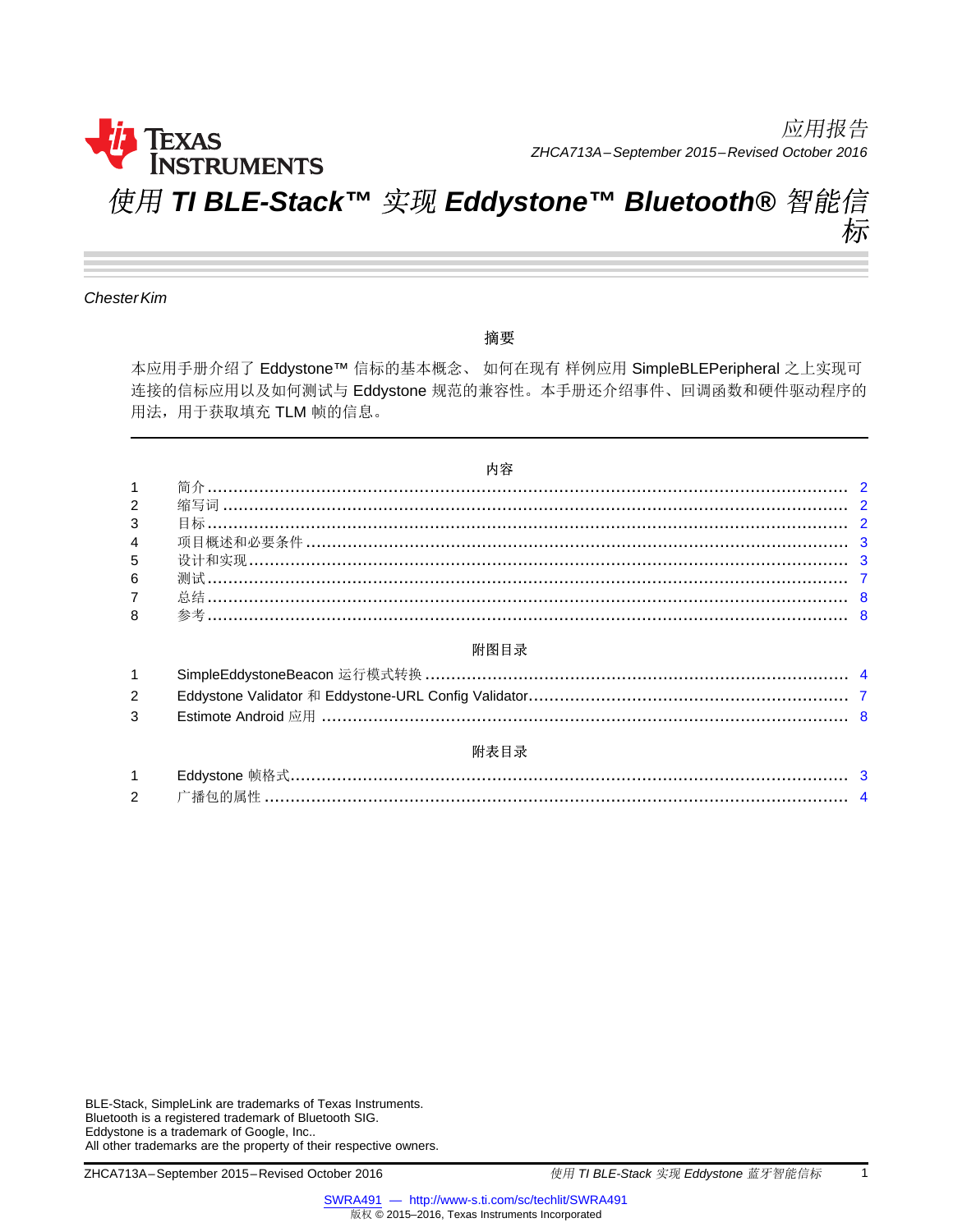应用报告

ZHCA713A – September 2015 – Revised October 2016

# 使用 TI BLE-Stack™ 实现 Eddystone™ Bluetooth® 智能信标

*ChesterKim*

## 摘要

本应用手册介绍了 Eddystone™ 信标的基本概念、 如何在现有 样例应用 SimpleBLEPeripheral 之上实现可连接的信标应用以及如何测试与 Eddystone 规范的兼容性。本手册还介绍事件、回调函数和硬件驱动程序的用法，用于获取填充 TLM 帧的信息。

## 内容

| | | |
|---|---|---|
| 1 | 简介 | 2 |
| 2 | 缩写词 | 2 |
| 3 | 目标 | 2 |
| 4 | 项目概述和必要条件 | 3 |
| 5 | 设计和实现 | 3 |
| 6 | 测试 | 7 |
| 7 | 总结 | 8 |
| 8 | 参考 | 8 |

## 附图目录

| | | |
|---|---|---|
| 1 | SimpleEddystoneBeacon 运行模式转换 | 4 |
| 2 | Eddystone Validator 和 Eddystone-URL Config Validator | 7 |
| 3 | Estimote Android 应用 | 8 |

## 附表目录

| | | |
|---|---|---|
| 1 | Eddystone 帧格式 | 3 |
| 2 | 广播包的属性 | 4 |

BLE-Stack, SimpleLink are trademarks of Texas Instruments.
Bluetooth is a registered trademark of Bluetooth SIG.
Eddystone is a trademark of Google, Inc..
All other trademarks are the property of their respective owners.

SWRA491 — http://www-s.ti.com/sc/techlit/SWRA491
版权 © 2015–2016, Texas Instruments Incorporated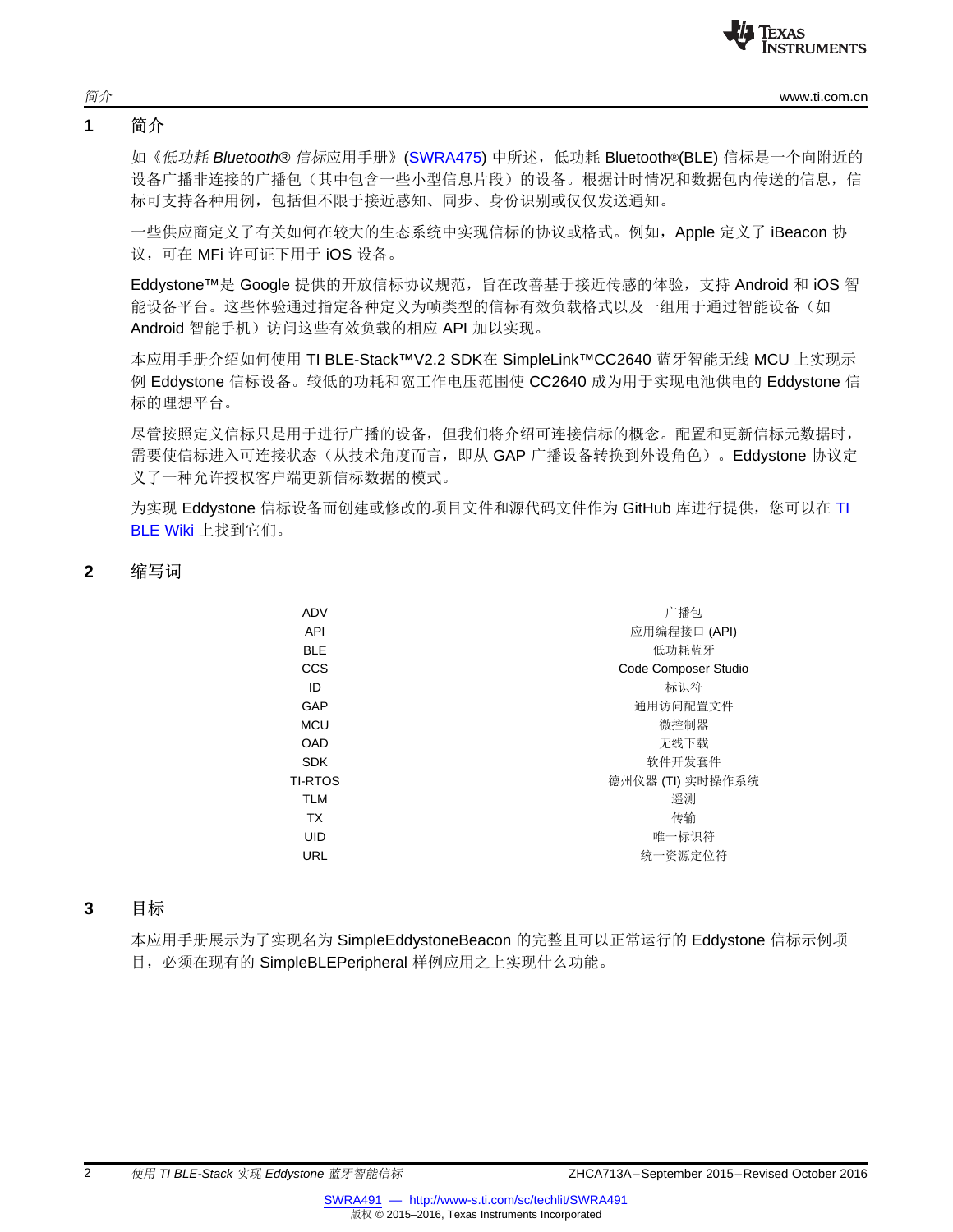## 1 简介

如《*低功耗 Bluetooth® 信标*应用手册》(SWRA475) 中所述，低功耗 Bluetooth®(BLE) 信标是一个向附近的设备广播非连接的广播包（其中包含一些小型信息片段）的设备。根据计时情况和数据包内传送的信息，信标可支持各种用例，包括但不限于接近感知、同步、身份识别或仅仅发送通知。

一些供应商定义了有关如何在较大的生态系统中实现信标的协议或格式。例如，Apple 定义了 iBeacon 协议，可在 MFi 许可证下用于 iOS 设备。

Eddystone™是 Google 提供的开放信标协议规范，旨在改善基于接近传感的体验，支持 Android 和 iOS 智能设备平台。这些体验通过指定各种定义为帧类型的信标有效负载格式以及一组用于通过智能设备（如 Android 智能手机）访问这些有效负载的相应 API 加以实现。

本应用手册介绍如何使用 TI BLE-Stack™V2.2 SDK在 SimpleLink™CC2640 蓝牙智能无线 MCU 上实现示例 Eddystone 信标设备。较低的功耗和宽工作电压范围使 CC2640 成为用于实现电池供电的 Eddystone 信标的理想平台。

尽管按照定义信标只是用于进行广播的设备，但我们将介绍可连接信标的概念。配置和更新信标元数据时，需要使信标进入可连接状态（从技术角度而言，即从 GAP 广播设备转换到外设角色）。Eddystone 协议定义了一种允许授权客户端更新信标数据的模式。

为实现 Eddystone 信标设备而创建或修改的项目文件和源代码文件作为 GitHub 库进行提供，您可以在 TI BLE Wiki 上找到它们。

## 2 缩写词

| | |
|---|---|
| ADV | 广播包 |
| API | 应用编程接口 (API) |
| BLE | 低功耗蓝牙 |
| CCS | Code Composer Studio |
| ID | 标识符 |
| GAP | 通用访问配置文件 |
| MCU | 微控制器 |
| OAD | 无线下载 |
| SDK | 软件开发套件 |
| TI-RTOS | 德州仪器 (TI) 实时操作系统 |
| TLM | 遥测 |
| TX | 传输 |
| UID | 唯一标识符 |
| URL | 统一资源定位符 |

## 3 目标

本应用手册展示为了实现名为 SimpleEddystoneBeacon 的完整且可以正常运行的 Eddystone 信标示例项目，必须在现有的 SimpleBLEPeripheral 样例应用之上实现什么功能。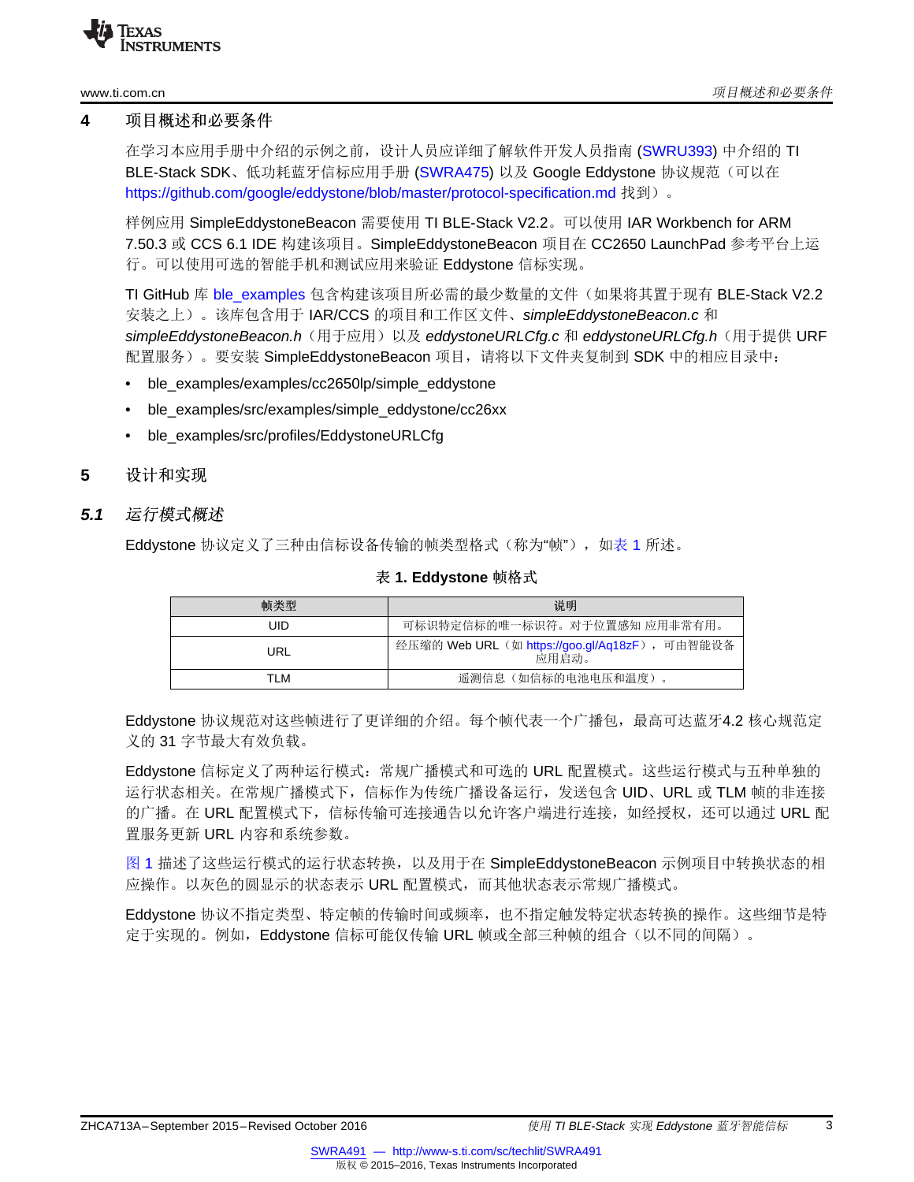## 4 项目概述和必要条件

在学习本应用手册中介绍的示例之前，设计人员应详细了解软件开发人员指南 (SWRU393) 中介绍的 TI BLE-Stack SDK、低功耗蓝牙信标应用手册 (SWRA475) 以及 Google Eddystone 协议规范（可以在 https://github.com/google/eddystone/blob/master/protocol-specification.md 找到）。

样例应用 SimpleEddystoneBeacon 需要使用 TI BLE-Stack V2.2。可以使用 IAR Workbench for ARM 7.50.3 或 CCS 6.1 IDE 构建该项目。SimpleEddystoneBeacon 项目在 CC2650 LaunchPad 参考平台上运行。可以使用可选的智能手机和测试应用来验证 Eddystone 信标实现。

TI GitHub 库 ble_examples 包含构建该项目所必需的最少数量的文件（如果将其置于现有 BLE-Stack V2.2 安装之上）。该库包含用于 IAR/CCS 的项目和工作区文件、*simpleEddystoneBeacon.c* 和 *simpleEddystoneBeacon.h*（用于应用）以及 *eddystoneURLCfg.c* 和 *eddystoneURLCfg.h*（用于提供 URF 配置服务）。要安装 SimpleEddystoneBeacon 项目，请将以下文件夹复制到 SDK 中的相应目录中：

- ble_examples/examples/cc2650lp/simple_eddystone
- ble_examples/src/examples/simple_eddystone/cc26xx
- ble_examples/src/profiles/EddystoneURLCfg

## 5 设计和实现

### *5.1 运行模式概述*

Eddystone 协议定义了三种由信标设备传输的帧类型格式（称为"帧"），如表 1 所述。

**表 1. Eddystone 帧格式**

| 帧类型 | 说明 |
|---|---|
| UID | 可标识特定信标的唯一标识符。对于位置感知 应用非常有用。 |
| URL | 经压缩的 Web URL（如 https://goo.gl/Aq18zF），可由智能设备应用启动。 |
| TLM | 遥测信息（如信标的电池电压和温度）。 |

Eddystone 协议规范对这些帧进行了更详细的介绍。每个帧代表一个广播包，最高可达蓝牙4.2 核心规范定义的 31 字节最大有效负载。

Eddystone 信标定义了两种运行模式：常规广播模式和可选的 URL 配置模式。这些运行模式与五种单独的运行状态相关。在常规广播模式下，信标作为传统广播设备运行，发送包含 UID、URL 或 TLM 帧的非连接的广播。在 URL 配置模式下，信标传输可连接通告以允许客户端进行连接，如经授权，还可以通过 URL 配置服务更新 URL 内容和系统参数。

图 1 描述了这些运行模式的运行状态转换，以及用于在 SimpleEddystoneBeacon 示例项目中转换状态的相应操作。以灰色的圆显示的状态表示 URL 配置模式，而其他状态表示常规广播模式。

Eddystone 协议不指定类型、特定帧的传输时间或频率，也不指定触发特定状态转换的操作。这些细节是特定于实现的。例如，Eddystone 信标可能仅传输 URL 帧或全部三种帧的组合（以不同的间隔）。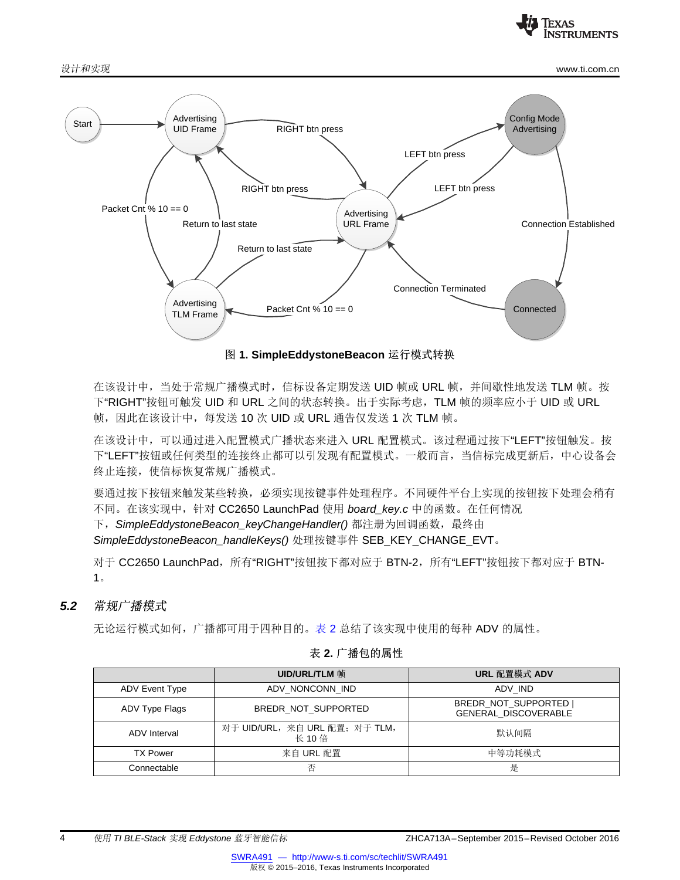图 **1. SimpleEddystoneBeacon** 运行模式转换

在该设计中，当处于常规广播模式时，信标设备定期发送 UID 帧或 URL 帧，并间歇性地发送 TLM 帧。按下“RIGHT”按钮可触发 UID 和 URL 之间的状态转换。出于实际考虑，TLM 帧的频率应小于 UID 或 URL 帧，因此在该设计中，每发送 10 次 UID 或 URL 通告仅发送 1 次 TLM 帧。

在该设计中，可以通过进入配置模式广播状态来进入 URL 配置模式。该过程通过按下“LEFT”按钮触发。按下“LEFT”按钮或任何类型的连接终止都可以引发现有配置模式。一般而言，当信标完成更新后，中心设备会终止连接，使信标恢复常规广播模式。

要通过按下按钮来触发某些转换，必须实现按键事件处理程序。不同硬件平台上实现的按钮按下处理会稍有不同。在该实现中，针对 CC2650 LaunchPad 使用 *board_key.c* 中的函数。在任何情况下，*SimpleEddystoneBeacon_keyChangeHandler()* 都注册为回调函数，最终由 *SimpleEddystoneBeacon_handleKeys()* 处理按键事件 SEB_KEY_CHANGE_EVT。

对于 CC2650 LaunchPad，所有“RIGHT”按钮按下都对应于 BTN-2，所有“LEFT”按钮按下都对应于 BTN-1。

## *5.2 常规广播模式*

无论运行模式如何，广播都可用于四种目的。表 2 总结了该实现中使用的每种 ADV 的属性。

表 **2.** 广播包的属性

| | **UID/URL/TLM 帧** | **URL 配置模式 ADV** |
|---|---|---|
| ADV Event Type | ADV_NONCONN_IND | ADV_IND |
| ADV Type Flags | BREDR_NOT_SUPPORTED | BREDR_NOT_SUPPORTED \| GENERAL_DISCOVERABLE |
| ADV Interval | 对于 UID/URL，来自 URL 配置；对于 TLM，长 10 倍 | 默认间隔 |
| TX Power | 来自 URL 配置 | 中等功耗模式 |
| Connectable | 否 | 是 |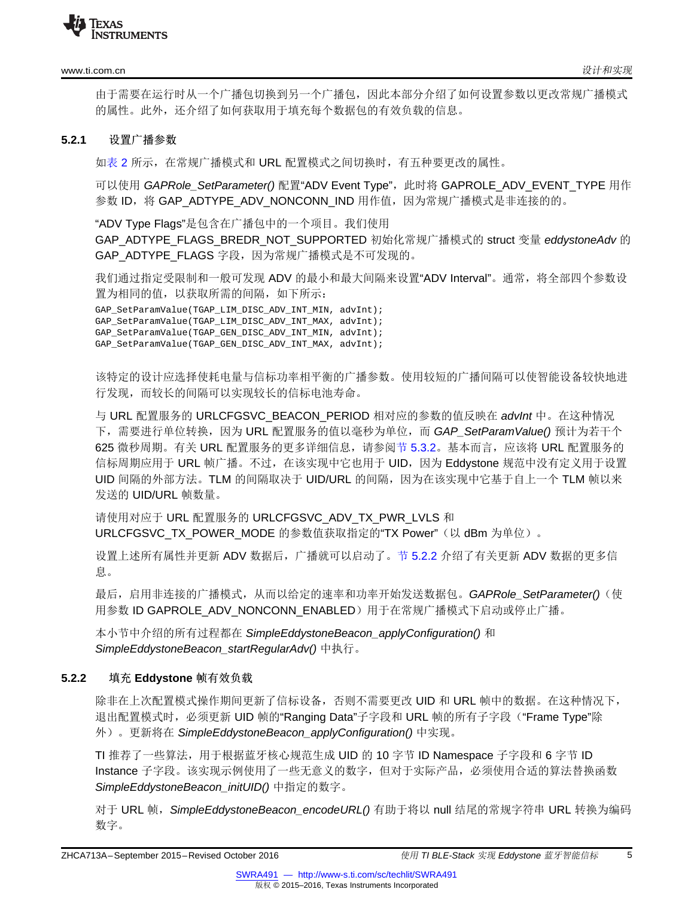由于需要在运行时从一个广播包切换到另一个广播包，因此本部分介绍了如何设置参数以更改常规广播模式的属性。此外，还介绍了如何获取用于填充每个数据包的有效负载的信息。

### 5.2.1 设置广播参数

如表 2 所示，在常规广播模式和 URL 配置模式之间切换时，有五种要更改的属性。

可以使用 *GAPRole_SetParameter()* 配置“ADV Event Type”，此时将 GAPROLE_ADV_EVENT_TYPE 用作参数 ID，将 GAP_ADTYPE_ADV_NONCONN_IND 用作值，因为常规广播模式是非连接的的。

“ADV Type Flags”是包含在广播包中的一个项目。我们使用 GAP_ADTYPE_FLAGS_BREDR_NOT_SUPPORTED 初始化常规广播模式的 struct 变量 *eddystoneAdv* 的 GAP_ADTYPE_FLAGS 字段，因为常规广播模式是不可发现的。

我们通过指定受限制和一般可发现 ADV 的最小和最大间隔来设置“ADV Interval”。通常，将全部四个参数设置为相同的值，以获取所需的间隔，如下所示：

```
GAP_SetParamValue(TGAP_LIM_DISC_ADV_INT_MIN, advInt);
GAP_SetParamValue(TGAP_LIM_DISC_ADV_INT_MAX, advInt);
GAP_SetParamValue(TGAP_GEN_DISC_ADV_INT_MIN, advInt);
GAP_SetParamValue(TGAP_GEN_DISC_ADV_INT_MAX, advInt);
```

该特定的设计应选择使耗电量与信标功率相平衡的广播参数。使用较短的广播间隔可以使智能设备较快地进行发现，而较长的间隔可以实现较长的信标电池寿命。

与 URL 配置服务的 URLCFGSVC_BEACON_PERIOD 相对应的参数的值反映在 ***advInt*** 中。在这种情况下，需要进行单位转换，因为 URL 配置服务的值以毫秒为单位，而 *GAP_SetParamValue()* 预计为若干个 625 微秒周期。有关 URL 配置服务的更多详细信息，请参阅节 5.3.2。基本而言，应该将 URL 配置服务的信标周期应用于 URL 帧广播。不过，在该实现中它也用于 UID，因为 Eddystone 规范中没有定义用于设置 UID 间隔的外部方法。TLM 的间隔取决于 UID/URL 的间隔，因为在该实现中它基于自上一个 TLM 帧以来发送的 UID/URL 帧数量。

请使用对应于 URL 配置服务的 URLCFGSVC_ADV_TX_PWR_LVLS 和 URLCFGSVC_TX_POWER_MODE 的参数值获取指定的“TX Power”（以 dBm 为单位）。

设置上述所有属性并更新 ADV 数据后，广播就可以启动了。节 5.2.2 介绍了有关更新 ADV 数据的更多信息。

最后，启用非连接的广播模式，从而以给定的速率和功率开始发送数据包。*GAPRole_SetParameter()*（使用参数 ID GAPROLE_ADV_NONCONN_ENABLED）用于在常规广播模式下启动或停止广播。

本小节中介绍的所有过程都在 *SimpleEddystoneBeacon_applyConfiguration()* 和 *SimpleEddystoneBeacon_startRegularAdv()* 中执行。

### 5.2.2 填充 Eddystone 帧有效负载

除非在上次配置模式操作期间更新了信标设备，否则不需要更改 UID 和 URL 帧中的数据。在这种情况下，退出配置模式时，必须更新 UID 帧的“Ranging Data”子字段和 URL 帧的所有子字段（“Frame Type”除外）。更新将在 *SimpleEddystoneBeacon_applyConfiguration()* 中实现。

TI 推荐了一些算法，用于根据蓝牙核心规范生成 UID 的 10 字节 ID Namespace 子字段和 6 字节 ID Instance 子字段。该实现示例使用了一些无意义的数字，但对于实际产品，必须使用合适的算法替换函数 *SimpleEddystoneBeacon_initUID()* 中指定的数字。

对于 URL 帧，*SimpleEddystoneBeacon_encodeURL()* 有助于将以 null 结尾的常规字符串 URL 转换为编码数字。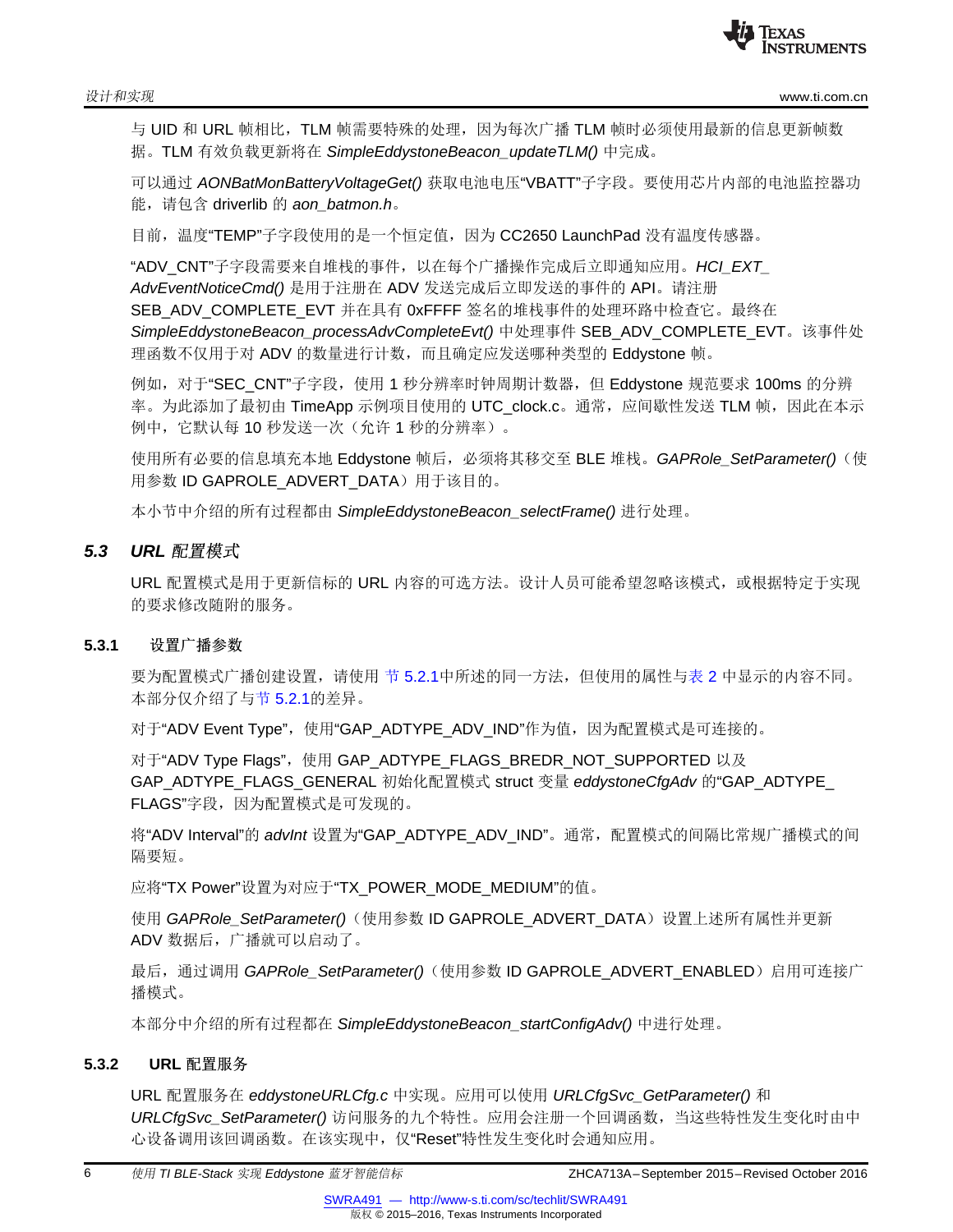与 UID 和 URL 帧相比，TLM 帧需要特殊的处理，因为每次广播 TLM 帧时必须使用最新的信息更新帧数据。TLM 有效负载更新将在 *SimpleEddystoneBeacon_updateTLM()* 中完成。

可以通过 *AONBatMonBatteryVoltageGet()* 获取电池电压“VBATT”子字段。要使用芯片内部的电池监控器功能，请包含 driverlib 的 *aon_batmon.h*。

目前，温度“TEMP”子字段使用的是一个恒定值，因为 CC2650 LaunchPad 没有温度传感器。

“ADV_CNT”子字段需要来自堆栈的事件，以在每个广播操作完成后立即通知应用。*HCI_EXT_AdvEventNoticeCmd()* 是用于注册在 ADV 发送完成后立即发送的事件的 API。请注册 SEB_ADV_COMPLETE_EVT 并在具有 0xFFFF 签名的堆栈事件的处理环路中检查它。最终在 *SimpleEddystoneBeacon_processAdvCompleteEvt()* 中处理事件 SEB_ADV_COMPLETE_EVT。该事件处理函数不仅用于对 ADV 的数量进行计数，而且确定应发送哪种类型的 Eddystone 帧。

例如，对于“SEC_CNT”子字段，使用 1 秒分辨率时钟周期计数器，但 Eddystone 规范要求 100ms 的分辨率。为此添加了最初由 TimeApp 示例项目使用的 UTC_clock.c。通常，应间歇性发送 TLM 帧，因此在本示例中，它默认每 10 秒发送一次（允许 1 秒的分辨率）。

使用所有必要的信息填充本地 Eddystone 帧后，必须将其移交至 BLE 堆栈。*GAPRole_SetParameter()*（使用参数 ID GAPROLE_ADVERT_DATA）用于该目的。

本小节中介绍的所有过程都由 *SimpleEddystoneBeacon_selectFrame()* 进行处理。

## *5.3 URL 配置模式*

URL 配置模式是用于更新信标的 URL 内容的可选方法。设计人员可能希望忽略该模式，或根据特定于实现的要求修改随附的服务。

### 5.3.1 设置广播参数

要为配置模式广播创建设置，请使用 节 5.2.1中所述的同一方法，但使用的属性与表 2 中显示的内容不同。本部分仅介绍了与节 5.2.1的差异。

对于“ADV Event Type”，使用“GAP_ADTYPE_ADV_IND”作为值，因为配置模式是可连接的。

对于“ADV Type Flags”，使用 GAP_ADTYPE_FLAGS_BREDR_NOT_SUPPORTED 以及 GAP_ADTYPE_FLAGS_GENERAL 初始化配置模式 struct 变量 *eddystoneCfgAdv* 的“GAP_ADTYPE_FLAGS”字段，因为配置模式是可发现的。

将“ADV Interval”的 *advInt* 设置为“GAP_ADTYPE_ADV_IND”。通常，配置模式的间隔比常规广播模式的间隔要短。

应将“TX Power”设置为对应于“TX_POWER_MODE_MEDIUM”的值。

使用 *GAPRole_SetParameter()*（使用参数 ID GAPROLE_ADVERT_DATA）设置上述所有属性并更新 ADV 数据后，广播就可以启动了。

最后，通过调用 *GAPRole_SetParameter()*（使用参数 ID GAPROLE_ADVERT_ENABLED）启用可连接广播模式。

本部分中介绍的所有过程都在 *SimpleEddystoneBeacon_startConfigAdv()* 中进行处理。

### 5.3.2 URL 配置服务

URL 配置服务在 *eddystoneURLCfg.c* 中实现。应用可以使用 *URLCfgSvc_GetParameter()* 和 *URLCfgSvc_SetParameter()* 访问服务的九个特性。应用会注册一个回调函数，当这些特性发生变化时由中心设备调用该回调函数。在该实现中，仅“Reset”特性发生变化时会通知应用。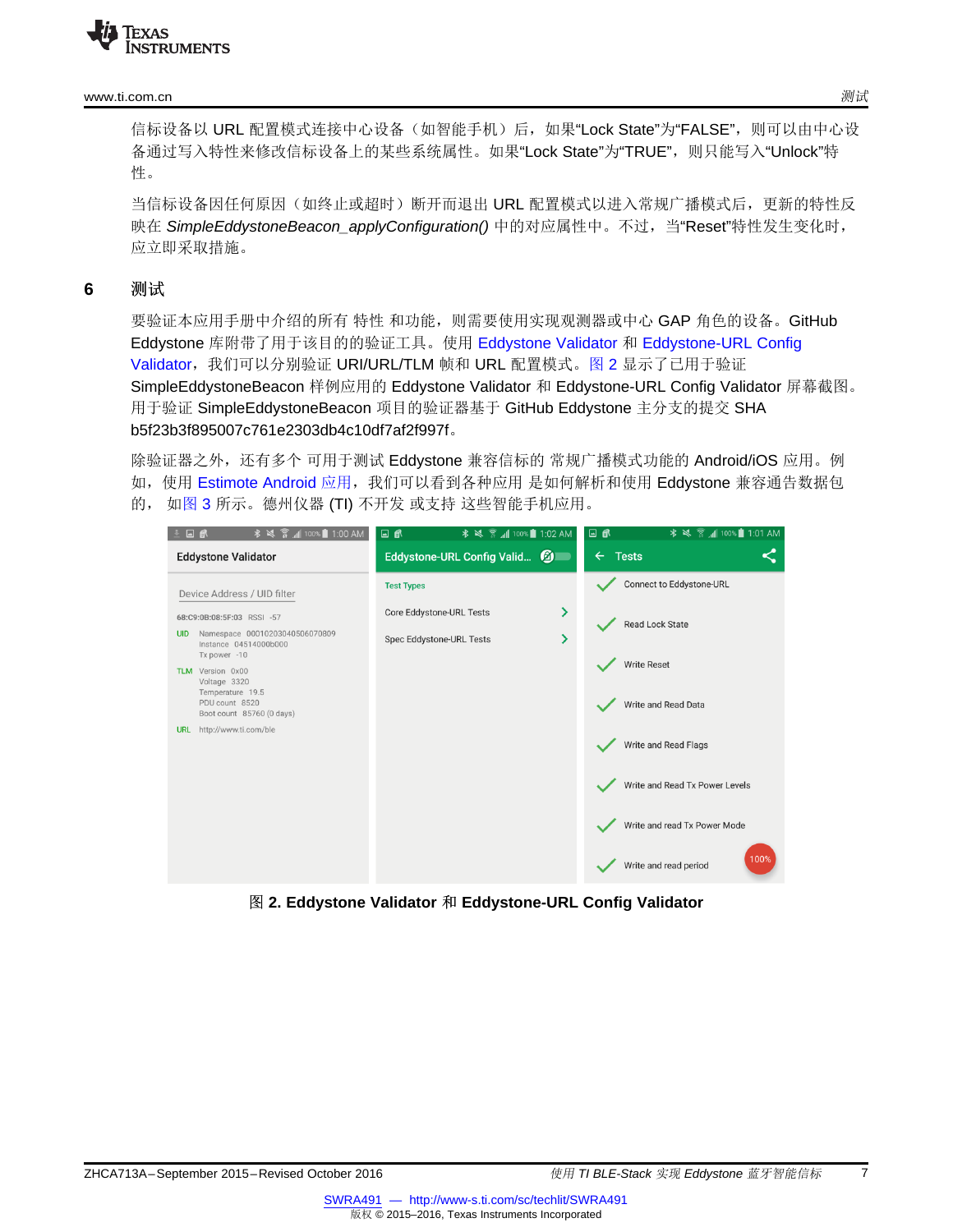信标设备以 URL 配置模式连接中心设备（如智能手机）后，如果“Lock State”为“FALSE”，则可以由中心设备通过写入特性来修改信标设备上的某些系统属性。如果“Lock State”为“TRUE”，则只能写入“Unlock”特性。

当信标设备因任何原因（如终止或超时）断开而退出 URL 配置模式以进入常规广播模式后，更新的特性反映在 *SimpleEddystoneBeacon_applyConfiguration()* 中的对应属性中。不过，当“Reset”特性发生变化时，应立即采取措施。

## 6 测试

要验证本应用手册中介绍的所有 特性 和功能，则需要使用实现观测器或中心 GAP 角色的设备。GitHub Eddystone 库附带了用于该目的的验证工具。使用 Eddystone Validator 和 Eddystone-URL Config Validator，我们可以分别验证 URI/URL/TLM 帧和 URL 配置模式。图 2 显示了已用于验证 SimpleEddystoneBeacon 样例应用的 Eddystone Validator 和 Eddystone-URL Config Validator 屏幕截图。用于验证 SimpleEddystoneBeacon 项目的验证器基于 GitHub Eddystone 主分支的提交 SHA b5f23b3f895007c761e2303db4c10df7af2f997f。

除验证器之外，还有多个 可用于测试 Eddystone 兼容信标的 常规广播模式功能的 Android/iOS 应用。例如，使用 Estimote Android 应用，我们可以看到各种应用 是如何解析和使用 Eddystone 兼容通告数据包的， 如图 3 所示。德州仪器 (TI) 不开发 或支持 这些智能手机应用。

**图 2. Eddystone Validator 和 Eddystone-URL Config Validator**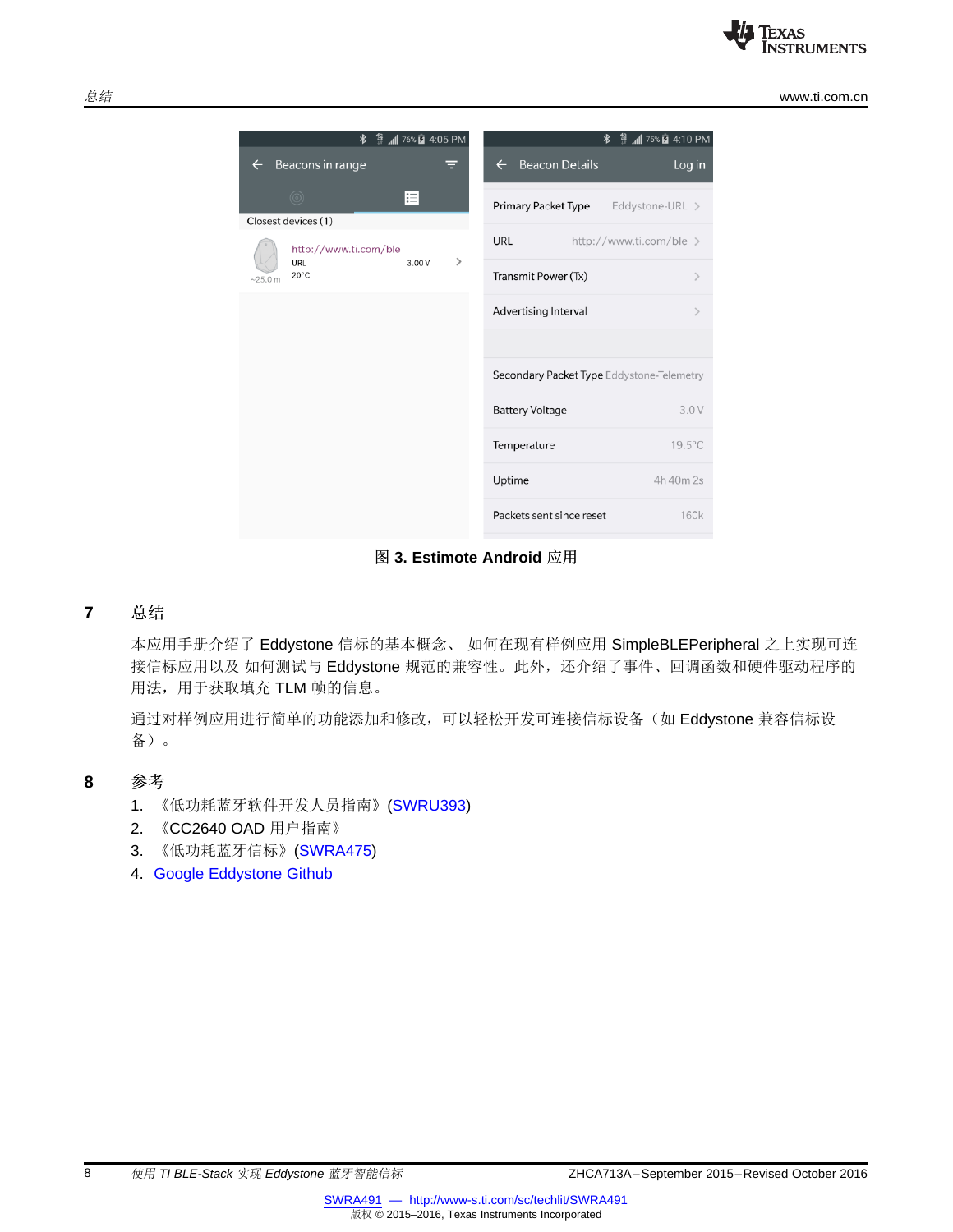图 3. Estimote Android 应用

## 7 总结

本应用手册介绍了 Eddystone 信标的基本概念、 如何在现有样例应用 SimpleBLEPeripheral 之上实现可连接信标应用以及 如何测试与 Eddystone 规范的兼容性。此外，还介绍了事件、回调函数和硬件驱动程序的用法，用于获取填充 TLM 帧的信息。

通过对样例应用进行简单的功能添加和修改，可以轻松开发可连接信标设备（如 Eddystone 兼容信标设备）。

## 8 参考

1. 《低功耗蓝牙软件开发人员指南》(SWRU393)
2. 《CC2640 OAD 用户指南》
3. 《低功耗蓝牙信标》(SWRA475)
4. Google Eddystone Github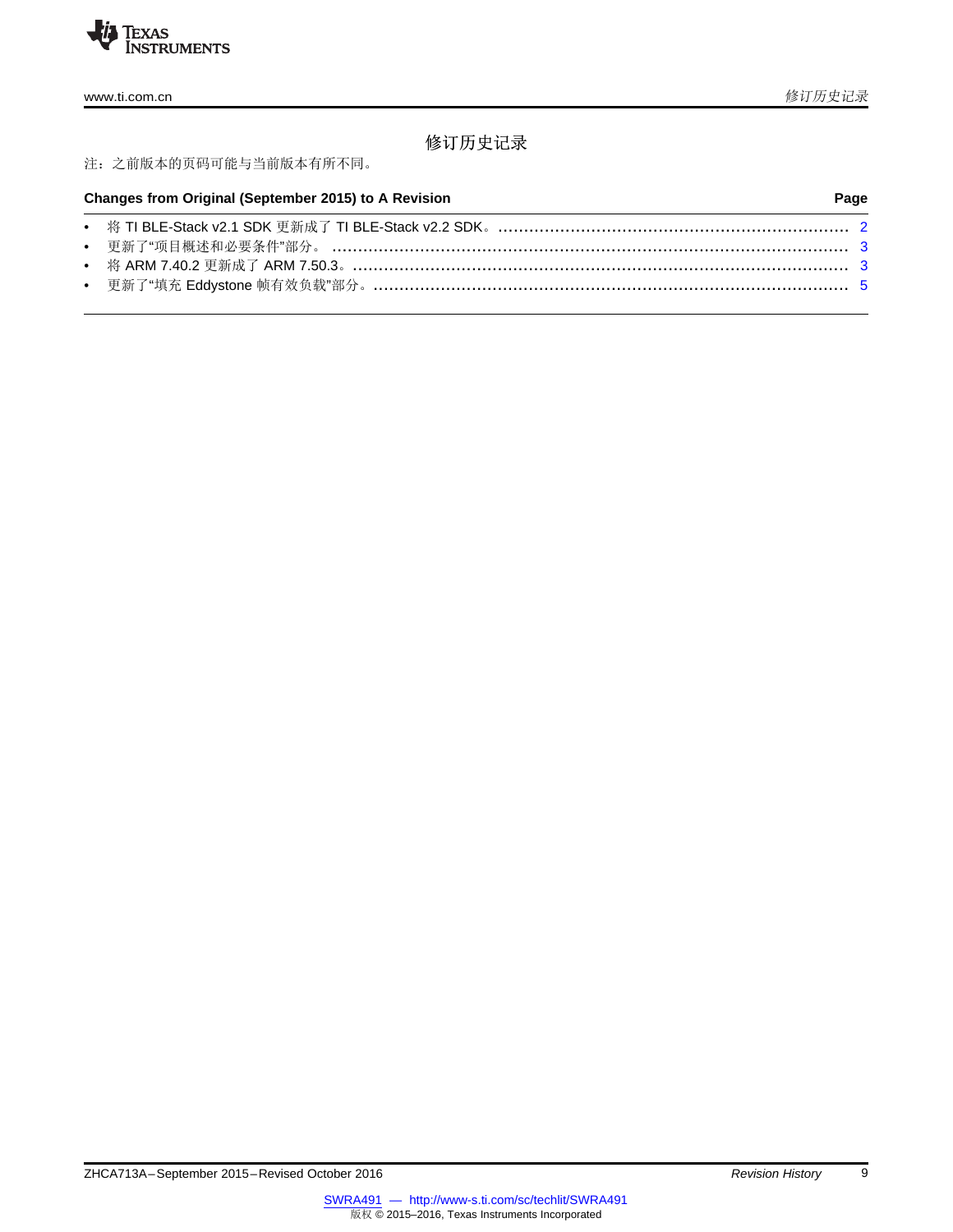# 修订历史记录

注：之前版本的页码可能与当前版本有所不同。

| Changes from Original (September 2015) to A Revision | Page |
| --- | --- |
| • 将 TI BLE-Stack v2.1 SDK 更新成了 TI BLE-Stack v2.2 SDK。 | 2 |
| • 更新了"项目概述和必要条件"部分。 | 3 |
| • 将 ARM 7.40.2 更新成了 ARM 7.50.3。 | 3 |
| • 更新了"填充 Eddystone 帧有效负载"部分。 | 5 |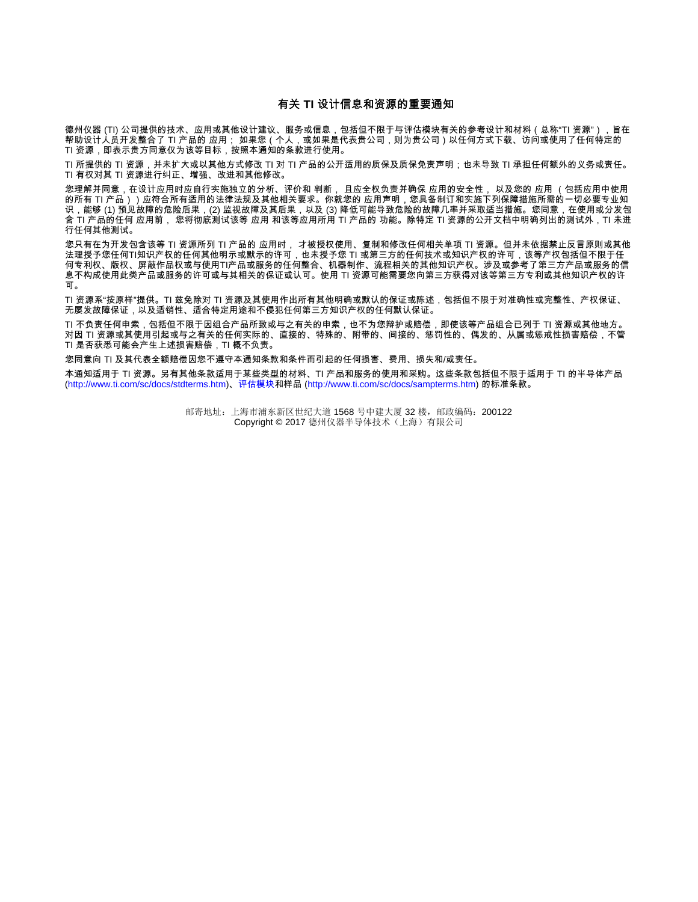## 有关 TI 设计信息和资源的重要通知

德州仪器 (TI) 公司提供的技术、应用或其他设计建议、服务或信息，包括但不限于与评估模块有关的参考设计和材料（总称"TI 资源"），旨在帮助设计人员开发整合了 TI 产品的 应用； 如果您（个人，或如果是代表贵公司，则为贵公司）以任何方式下载、访问或使用了任何特定的 TI 资源，即表示贵方同意仅为该等目标，按照本通知的条款进行使用。

TI 所提供的 TI 资源，并未扩大或以其他方式修改 TI 对 TI 产品的公开适用的质保及质保免责声明；也未导致 TI 承担任何额外的义务或责任。TI 有权对其 TI 资源进行纠正、增强、改进和其他修改。

您理解并同意，在设计应用时应自行实施独立的分析、评价和 判断， 且应全权负责并确保 应用的安全性， 以及您的 应用 （包括应用中使用的所有 TI 产品））应符合所有适用的法律法规及其他相关要求。你就您的 应用声明，您具备制订和实施下列保障措施所需的一切必要专业知识，能够 (1) 预见故障的危险后果，(2) 监视故障及其后果，以及 (3) 降低可能导致危险的故障几率并采取适当措施。您同意，在使用或分发包含 TI 产品的任何 应用前， 您将彻底测试该等 应用 和该等应用所用 TI 产品的 功能。除特定 TI 资源的公开文档中明确列出的测试外，TI 未进行任何其他测试。

您只有在为开发包含该等 TI 资源所列 TI 产品的 应用时， 才被授权使用、复制和修改任何相关单项 TI 资源。但并未依据禁止反言原则或其他法理授予您任何TI知识产权的任何其他明示或默示的许可，也未授予您 TI 或第三方的任何技术或知识产权的许可，该等产权包括但不限于任何专利权、版权、屏蔽作品权或与使用TI产品或服务的任何整合、机器制作、流程相关的其他知识产权。涉及或参考了第三方产品或服务的信息不构成使用此类产品或服务的许可或与其相关的保证或认可。使用 TI 资源可能需要您向第三方获得对该等第三方专利或其他知识产权的许可。

TI 资源系"按原样"提供。TI 兹免除对 TI 资源及其使用作出所有其他明确或默认的保证或陈述，包括但不限于对准确性或完整性、产权保证、无屡发故障保证，以及适销性、适合特定用途和不侵犯任何第三方知识产权的任何默认保证。

TI 不负责任何申索，包括但不限于因组合产品所致或与之有关的申索，也不为您辩护或赔偿，即使该等产品组合已列于 TI 资源或其他地方。对因 TI 资源或其使用引起或与之有关的任何实际的、直接的、特殊的、附带的、间接的、惩罚性的、偶发的、从属或惩戒性损害赔偿，不管 TI 是否获悉可能会产生上述损害赔偿，TI 概不负责。

您同意向 TI 及其代表全额赔偿因您不遵守本通知条款和条件而引起的任何损害、费用、损失和/或责任。

本通知适用于 TI 资源。另有其他条款适用于某些类型的材料、TI 产品和服务的使用和采购。这些条款包括但不限于适用于 TI 的半导体产品 (http://www.ti.com/sc/docs/stdterms.htm)、评估模块和样品 (http://www.ti.com/sc/docs/sampterms.htm) 的标准条款。

邮寄地址：上海市浦东新区世纪大道 1568 号中建大厦 32 楼，邮政编码：200122
Copyright © 2017 德州仪器半导体技术（上海）有限公司